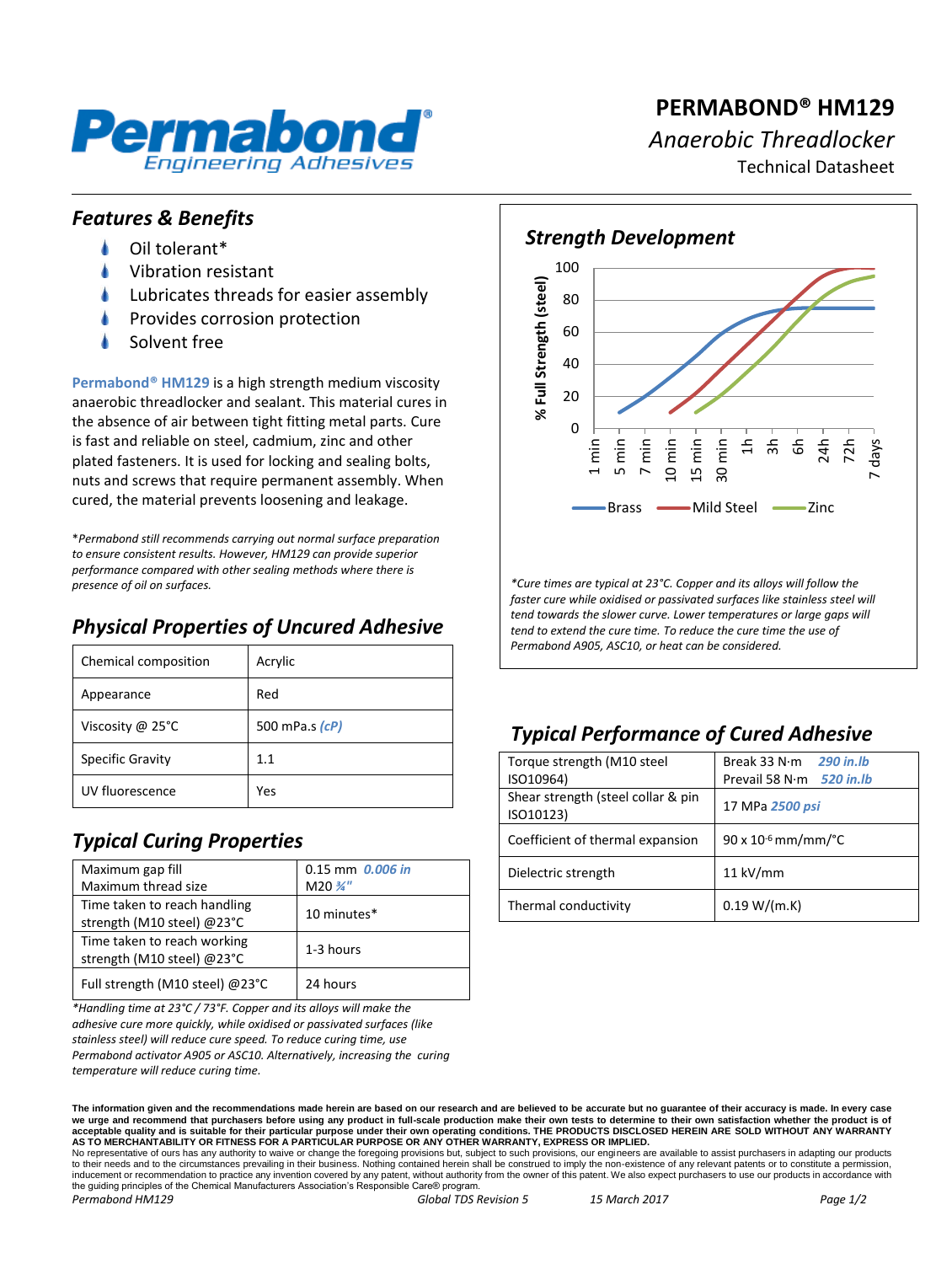# PERMABOND® HM129

*Anaerobic Threadlocker*

Technical Datasheet

## *Features & Benefits*

- Oil tolerant*
- Vibration resistant
- Lubricates threads for easier assembly
- Provides corrosion protection
- Solvent free

**Permabond® HM129** is a high strength medium viscosity anaerobic threadlocker and sealant. This material cures in the absence of air between tight fitting metal parts. Cure is fast and reliable on steel, cadmium, zinc and other plated fasteners. It is used for locking and sealing bolts, nuts and screws that require permanent assembly. When cured, the material prevents loosening and leakage.

**Permabond still recommends carrying out normal surface preparation to ensure consistent results. However, HM129 can provide superior performance compared with other sealing methods where there is presence of oil on surfaces.*

## *Physical Properties of Uncured Adhesive*

| Chemical composition | Acrylic |
|---|---|
| Appearance | Red |
| Viscosity @ 25°C | 500 mPa.s *(cP)* |
| Specific Gravity | 1.1 |
| UV fluorescence | Yes |

## *Typical Curing Properties*

| Maximum gap fill<br>Maximum thread size | 0.15 mm *0.006 in*<br>M20 *¾"* |
|---|---|
| Time taken to reach handling strength (M10 steel) @23°C | 10 minutes* |
| Time taken to reach working strength (M10 steel) @23°C | 1-3 hours |
| Full strength (M10 steel) @23°C | 24 hours |

**Handling time at 23°C / 73°F. Copper and its alloys will make the adhesive cure more quickly, while oxidised or passivated surfaces (like stainless steel) will reduce cure speed. To reduce curing time, use Permabond activator A905 or ASC10. Alternatively, increasing the curing temperature will reduce curing time.*

## *Strength Development*

**Cure times are typical at 23°C. Copper and its alloys will follow the faster cure while oxidised or passivated surfaces like stainless steel will tend towards the slower curve. Lower temperatures or large gaps will tend to extend the cure time. To reduce the cure time the use of Permabond A905, ASC10, or heat can be considered.*

## *Typical Performance of Cured Adhesive*

| Torque strength (M10 steel ISO10964) | Break 33 N·m *290 in.lb*<br>Prevail 58 N·m *520 in.lb* |
|---|---|
| Shear strength (steel collar & pin ISO10123) | 17 MPa *2500 psi* |
| Coefficient of thermal expansion | $90 \times 10^{-6}$ mm/mm/°C |
| Dielectric strength | 11 kV/mm |
| Thermal conductivity | 0.19 W/(m.K) |

**The information given and the recommendations made herein are based on our research and are believed to be accurate but no guarantee of their accuracy is made. In every case we urge and recommend that purchasers before using any product in full-scale production make their own tests to determine to their own satisfaction whether the product is of acceptable quality and is suitable for their particular purpose under their own operating conditions. THE PRODUCTS DISCLOSED HEREIN ARE SOLD WITHOUT ANY WARRANTY AS TO MERCHANTABILITY OR FITNESS FOR A PARTICULAR PURPOSE OR ANY OTHER WARRANTY, EXPRESS OR IMPLIED.**

No representative of ours has any authority to waive or change the foregoing provisions but, subject to such provisions, our engineers are available to assist purchasers in adapting our products to their needs and to the circumstances prevailing in their business. Nothing contained herein shall be construed to imply the non-existence of any relevant patents or to constitute a permission, inducement or recommendation to practice any invention covered by any patent, without authority from the owner of this patent. We also expect purchasers to use our products in accordance with the guiding principles of the Chemical Manufacturers Association's Responsible Care® program.

*Permabond HM129* | *Global TDS Revision 5* | *15 March 2017*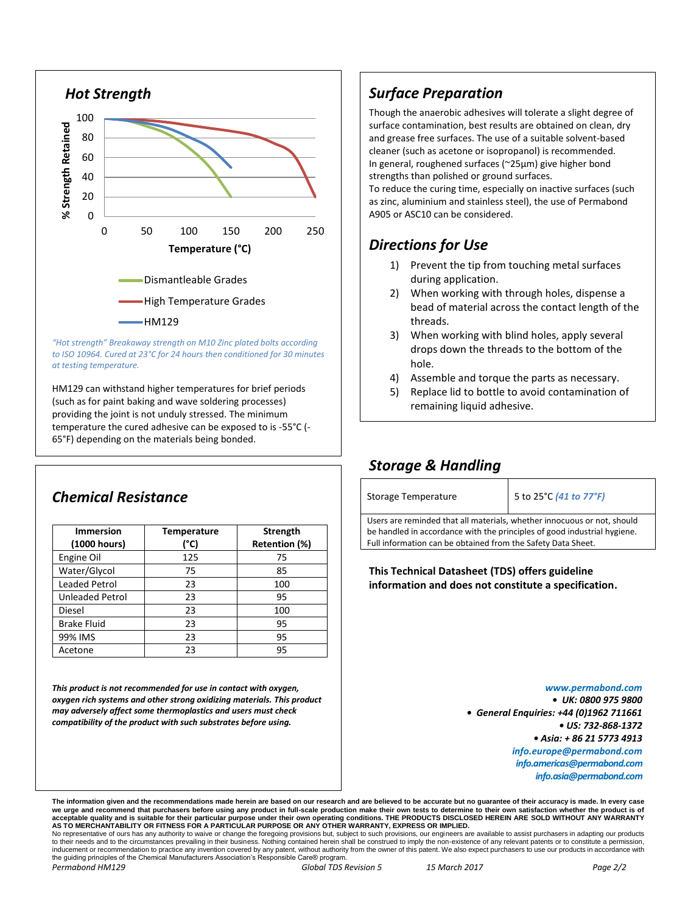## Hot Strength

100
80
60
40
20
0

% Strength Retained

0 50 100 150 200 250

Temperature (°C)

Dismantleable Grades

High Temperature Grades

HM129

*"Hot strength" Breakaway strength on M10 Zinc plated bolts according to ISO 10964. Cured at 23°C for 24 hours then conditioned for 30 minutes at testing temperature.*

HM129 can withstand higher temperatures for brief periods (such as for paint baking and wave soldering processes) providing the joint is not unduly stressed. The minimum temperature the cured adhesive can be exposed to is -55°C (-65°F) depending on the materials being bonded.

## Chemical Resistance

| Immersion (1000 hours) | Temperature (°C) | Strength Retention (%) |
|---|---|---|
| Engine Oil | 125 | 75 |
| Water/Glycol | 75 | 85 |
| Leaded Petrol | 23 | 100 |
| Unleaded Petrol | 23 | 95 |
| Diesel | 23 | 100 |
| Brake Fluid | 23 | 95 |
| 99% IMS | 23 | 95 |
| Acetone | 23 | 95 |

***This product is not recommended for use in contact with oxygen, oxygen rich systems and other strong oxidizing materials. This product may adversely affect some thermoplastics and users must check compatibility of the product with such substrates before using.***

## Surface Preparation

Though the anaerobic adhesives will tolerate a slight degree of surface contamination, best results are obtained on clean, dry and grease free surfaces. The use of a suitable solvent-based cleaner (such as acetone or isopropanol) is recommended.
In general, roughened surfaces (~25µm) give higher bond strengths than polished or ground surfaces.
To reduce the curing time, especially on inactive surfaces (such as zinc, aluminium and stainless steel), the use of Permabond A905 or ASC10 can be considered.

## Directions for Use

1) Prevent the tip from touching metal surfaces during application.
2) When working with through holes, dispense a bead of material across the contact length of the threads.
3) When working with blind holes, apply several drops down the threads to the bottom of the hole.
4) Assemble and torque the parts as necessary.
5) Replace lid to bottle to avoid contamination of remaining liquid adhesive.

## Storage & Handling

| Storage Temperature | 5 to 25°C *(41 to 77°F)* |
|---|---|

Users are reminded that all materials, whether innocuous or not, should be handled in accordance with the principles of good industrial hygiene. Full information can be obtained from the Safety Data Sheet.

**This Technical Datasheet (TDS) offers guideline information and does not constitute a specification.**

*www.permabond.com*
***• UK: 0800 975 9800***
***• General Enquiries: +44 (0)1962 711661***
***• US: 732-868-1372***
***• Asia: + 86 21 5773 4913***
*info.europe@permabond.com*
*info.americas@permabond.com*
*info.asia@permabond.com*

**The information given and the recommendations made herein are based on our research and are believed to be accurate but no guarantee of their accuracy is made. In every case we urge and recommend that purchasers before using any product in full-scale production make their own tests to determine to their own satisfaction whether the product is of acceptable quality and is suitable for their particular purpose under their own operating conditions. THE PRODUCTS DISCLOSED HEREIN ARE SOLD WITHOUT ANY WARRANTY AS TO MERCHANTABILITY OR FITNESS FOR A PARTICULAR PURPOSE OR ANY OTHER WARRANTY, EXPRESS OR IMPLIED.**
No representative of ours has any authority to waive or change the foregoing provisions but, subject to such provisions, our engineers are available to assist purchasers in adapting our products to their needs and to the circumstances prevailing in their business. Nothing contained herein shall be construed to imply the non-existence of any relevant patents or to constitute a permission, inducement or recommendation to practice any invention covered by any patent, without authority from the owner of this patent. We also expect purchasers to use our products in accordance with the guiding principles of the Chemical Manufacturers Association's Responsible Care® program.

*Permabond HM129* *Global TDS Revision 5* *15 March 2017*